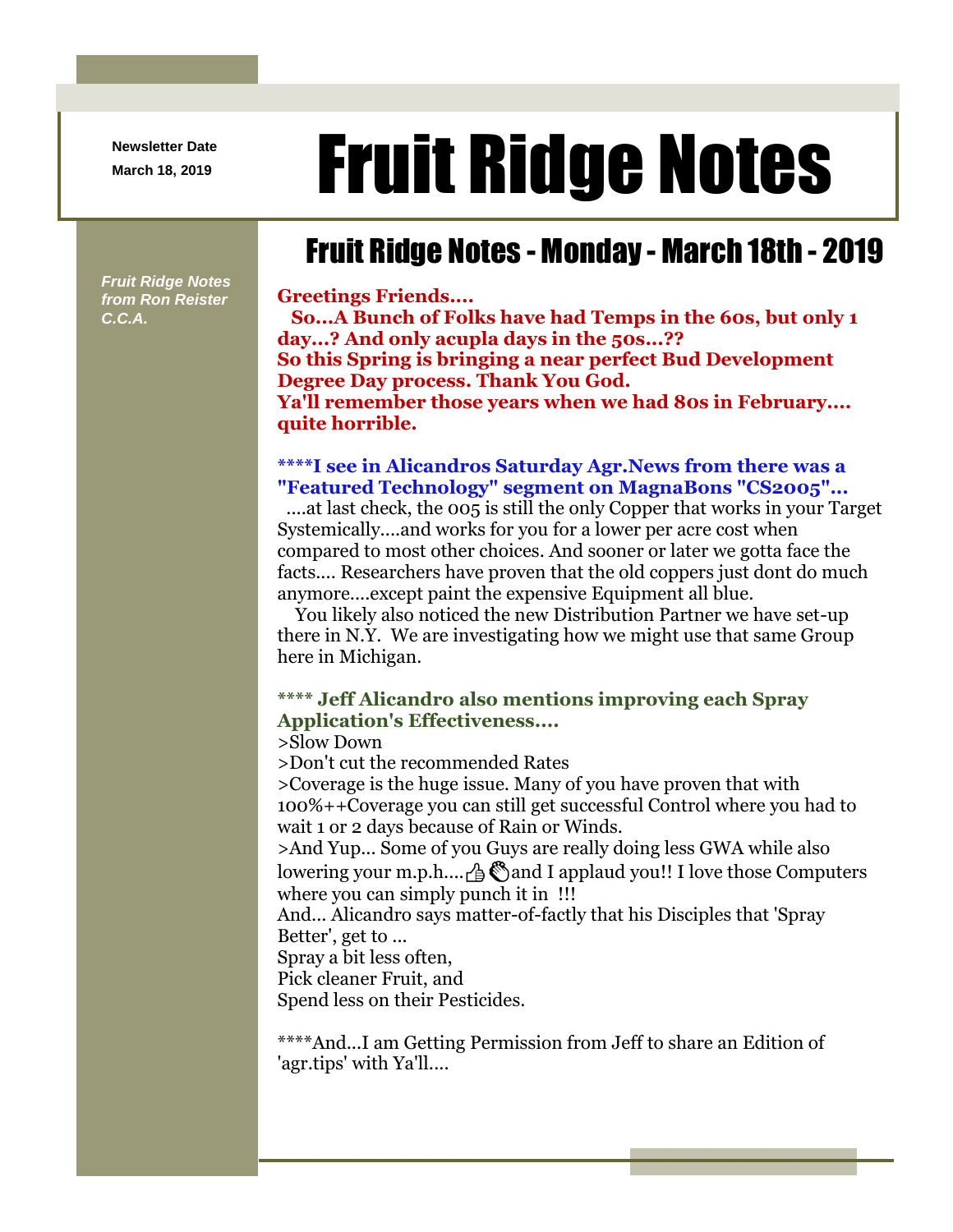Newsletter Date
March 18, 2019

# Fruit Ridge Notes

*Fruit Ridge Notes from Ron Reister C.C.A.*

## Fruit Ridge Notes - Monday - March 18th - 2019

**Greetings Friends....**
**So...A Bunch of Folks have had Temps in the 60s, but only 1 day...? And only acupla days in the 50s...??**
**So this Spring is bringing a near perfect Bud Development Degree Day process. Thank You God.**
**Ya'll remember those years when we had 80s in February.... quite horrible.**

**\*\*\*\*I see in Alicandros Saturday Agr.News from there was a "Featured Technology" segment on MagnaBons "CS2005"...**
....at last check, the 005 is still the only Copper that works in your Target Systemically....and works for you for a lower per acre cost when compared to most other choices. And sooner or later we gotta face the facts.... Researchers have proven that the old coppers just dont do much anymore....except paint the expensive Equipment all blue.
You likely also noticed the new Distribution Partner we have set-up there in N.Y. We are investigating how we might use that same Group here in Michigan.

**\*\*\*\* Jeff Alicandro also mentions improving each Spray Application's Effectiveness....**
>Slow Down
>Don't cut the recommended Rates
>Coverage is the huge issue. Many of you have proven that with 100%++Coverage you can still get successful Control where you had to wait 1 or 2 days because of Rain or Winds.
>And Yup... Some of you Guys are really doing less GWA while also lowering your m.p.h....👍👏and I applaud you!! I love those Computers where you can simply punch it in !!!
And... Alicandro says matter-of-factly that his Disciples that 'Spray Better', get to ...
Spray a bit less often,
Pick cleaner Fruit, and
Spend less on their Pesticides.

\*\*\*\*And...I am Getting Permission from Jeff to share an Edition of 'agr.tips' with Ya'll....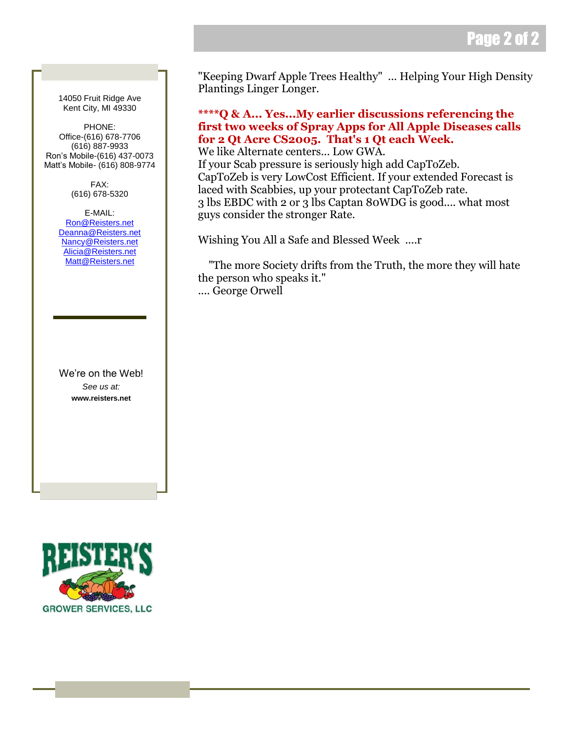14050 Fruit Ridge Ave
Kent City, MI 49330

PHONE:
Office-(616) 678-7706
(616) 887-9933
Ron's Mobile-(616) 437-0073
Matt's Mobile- (616) 808-9774

FAX:
(616) 678-5320

E-MAIL:
Ron@Reisters.net
Deanna@Reisters.net
Nancy@Reisters.net
Alicia@Reisters.net
Matt@Reisters.net

We're on the Web!
*See us at:*
**www.reisters.net**

REISTER'S
GROWER SERVICES, LLC

"Keeping Dwarf Apple Trees Healthy" ... Helping Your High Density Plantings Linger Longer.

**\*\*\*\*Q & A... Yes...My earlier discussions referencing the first two weeks of Spray Apps for All Apple Diseases calls for 2 Qt Acre CS2005. That's 1 Qt each Week.**

We like Alternate centers... Low GWA.
If your Scab pressure is seriously high add CapToZeb.
CapToZeb is very LowCost Efficient. If your extended Forecast is laced with Scabbies, up your protectant CapToZeb rate.
3 lbs EBDC with 2 or 3 lbs Captan 80WDG is good.... what most guys consider the stronger Rate.

Wishing You All a Safe and Blessed Week ....r

"The more Society drifts from the Truth, the more they will hate the person who speaks it."
.... George Orwell